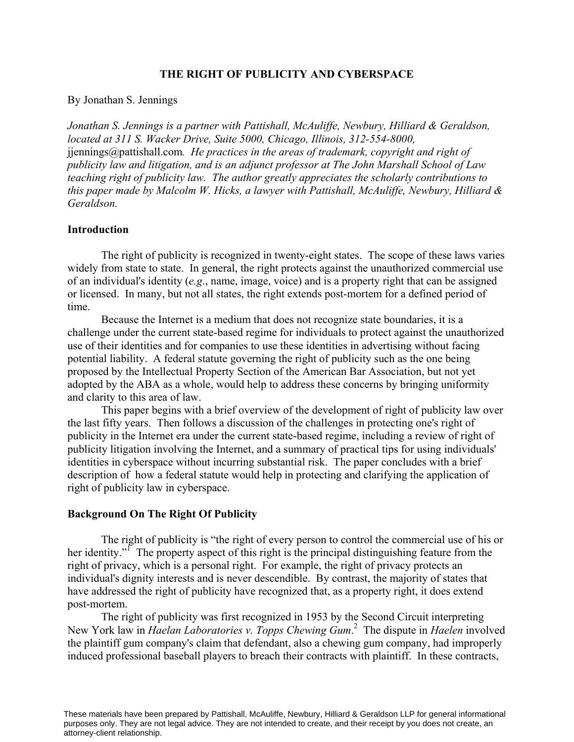# THE RIGHT OF PUBLICITY AND CYBERSPACE

By Jonathan S. Jennings

*Jonathan S. Jennings is a partner with Pattishall, McAuliffe, Newbury, Hilliard & Geraldson, located at 311 S. Wacker Drive, Suite 5000, Chicago, Illinois, 312-554-8000,* jjennings@pattishall.com*. He practices in the areas of trademark, copyright and right of publicity law and litigation, and is an adjunct professor at The John Marshall School of Law teaching right of publicity law. The author greatly appreciates the scholarly contributions to this paper made by Malcolm W. Hicks, a lawyer with Pattishall, McAuliffe, Newbury, Hilliard & Geraldson.*

## Introduction

The right of publicity is recognized in twenty-eight states. The scope of these laws varies widely from state to state. In general, the right protects against the unauthorized commercial use of an individual's identity (*e.g.*, name, image, voice) and is a property right that can be assigned or licensed. In many, but not all states, the right extends post-mortem for a defined period of time.

Because the Internet is a medium that does not recognize state boundaries, it is a challenge under the current state-based regime for individuals to protect against the unauthorized use of their identities and for companies to use these identities in advertising without facing potential liability. A federal statute governing the right of publicity such as the one being proposed by the Intellectual Property Section of the American Bar Association, but not yet adopted by the ABA as a whole, would help to address these concerns by bringing uniformity and clarity to this area of law.

This paper begins with a brief overview of the development of right of publicity law over the last fifty years. Then follows a discussion of the challenges in protecting one's right of publicity in the Internet era under the current state-based regime, including a review of right of publicity litigation involving the Internet, and a summary of practical tips for using individuals' identities in cyberspace without incurring substantial risk. The paper concludes with a brief description of how a federal statute would help in protecting and clarifying the application of right of publicity law in cyberspace.

## Background On The Right Of Publicity

The right of publicity is "the right of every person to control the commercial use of his or her identity."[1] The property aspect of this right is the principal distinguishing feature from the right of privacy, which is a personal right. For example, the right of privacy protects an individual's dignity interests and is never descendible. By contrast, the majority of states that have addressed the right of publicity have recognized that, as a property right, it does extend post-mortem.

The right of publicity was first recognized in 1953 by the Second Circuit interpreting New York law in *Haelan Laboratories v. Topps Chewing Gum*.[2] The dispute in *Haelen* involved the plaintiff gum company's claim that defendant, also a chewing gum company, had improperly induced professional baseball players to breach their contracts with plaintiff. In these contracts,

These materials have been prepared by Pattishall, McAuliffe, Newbury, Hilliard & Geraldson LLP for general informational purposes only. They are not legal advice. They are not intended to create, and their receipt by you does not create, an attorney-client relationship.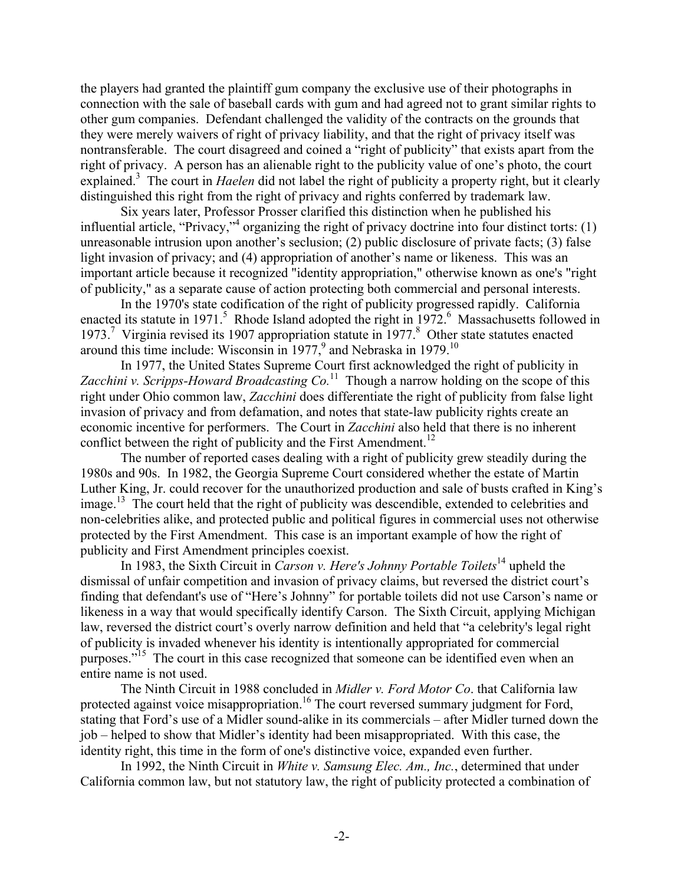the players had granted the plaintiff gum company the exclusive use of their photographs in connection with the sale of baseball cards with gum and had agreed not to grant similar rights to other gum companies. Defendant challenged the validity of the contracts on the grounds that they were merely waivers of right of privacy liability, and that the right of privacy itself was nontransferable. The court disagreed and coined a "right of publicity" that exists apart from the right of privacy. A person has an alienable right to the publicity value of one's photo, the court explained.[3] The court in *Haelen* did not label the right of publicity a property right, but it clearly distinguished this right from the right of privacy and rights conferred by trademark law.

Six years later, Professor Prosser clarified this distinction when he published his influential article, "Privacy,"[4] organizing the right of privacy doctrine into four distinct torts: (1) unreasonable intrusion upon another's seclusion; (2) public disclosure of private facts; (3) false light invasion of privacy; and (4) appropriation of another's name or likeness. This was an important article because it recognized "identity appropriation," otherwise known as one's "right of publicity," as a separate cause of action protecting both commercial and personal interests.

In the 1970's state codification of the right of publicity progressed rapidly. California enacted its statute in 1971.[5] Rhode Island adopted the right in 1972.[6] Massachusetts followed in 1973.[7] Virginia revised its 1907 appropriation statute in 1977.[8] Other state statutes enacted around this time include: Wisconsin in 1977,[9] and Nebraska in 1979.[10]

In 1977, the United States Supreme Court first acknowledged the right of publicity in *Zacchini v. Scripps-Howard Broadcasting Co.*[11] Though a narrow holding on the scope of this right under Ohio common law, *Zacchini* does differentiate the right of publicity from false light invasion of privacy and from defamation, and notes that state-law publicity rights create an economic incentive for performers. The Court in *Zacchini* also held that there is no inherent conflict between the right of publicity and the First Amendment.[12]

The number of reported cases dealing with a right of publicity grew steadily during the 1980s and 90s. In 1982, the Georgia Supreme Court considered whether the estate of Martin Luther King, Jr. could recover for the unauthorized production and sale of busts crafted in King's image.[13] The court held that the right of publicity was descendible, extended to celebrities and non-celebrities alike, and protected public and political figures in commercial uses not otherwise protected by the First Amendment. This case is an important example of how the right of publicity and First Amendment principles coexist.

In 1983, the Sixth Circuit in *Carson v. Here's Johnny Portable Toilets*[14] upheld the dismissal of unfair competition and invasion of privacy claims, but reversed the district court's finding that defendant's use of "Here's Johnny" for portable toilets did not use Carson's name or likeness in a way that would specifically identify Carson. The Sixth Circuit, applying Michigan law, reversed the district court's overly narrow definition and held that "a celebrity's legal right of publicity is invaded whenever his identity is intentionally appropriated for commercial purposes."[15] The court in this case recognized that someone can be identified even when an entire name is not used.

The Ninth Circuit in 1988 concluded in *Midler v. Ford Motor Co*. that California law protected against voice misappropriation.[16] The court reversed summary judgment for Ford, stating that Ford's use of a Midler sound-alike in its commercials – after Midler turned down the job – helped to show that Midler's identity had been misappropriated. With this case, the identity right, this time in the form of one's distinctive voice, expanded even further.

In 1992, the Ninth Circuit in *White v. Samsung Elec. Am., Inc.*, determined that under California common law, but not statutory law, the right of publicity protected a combination of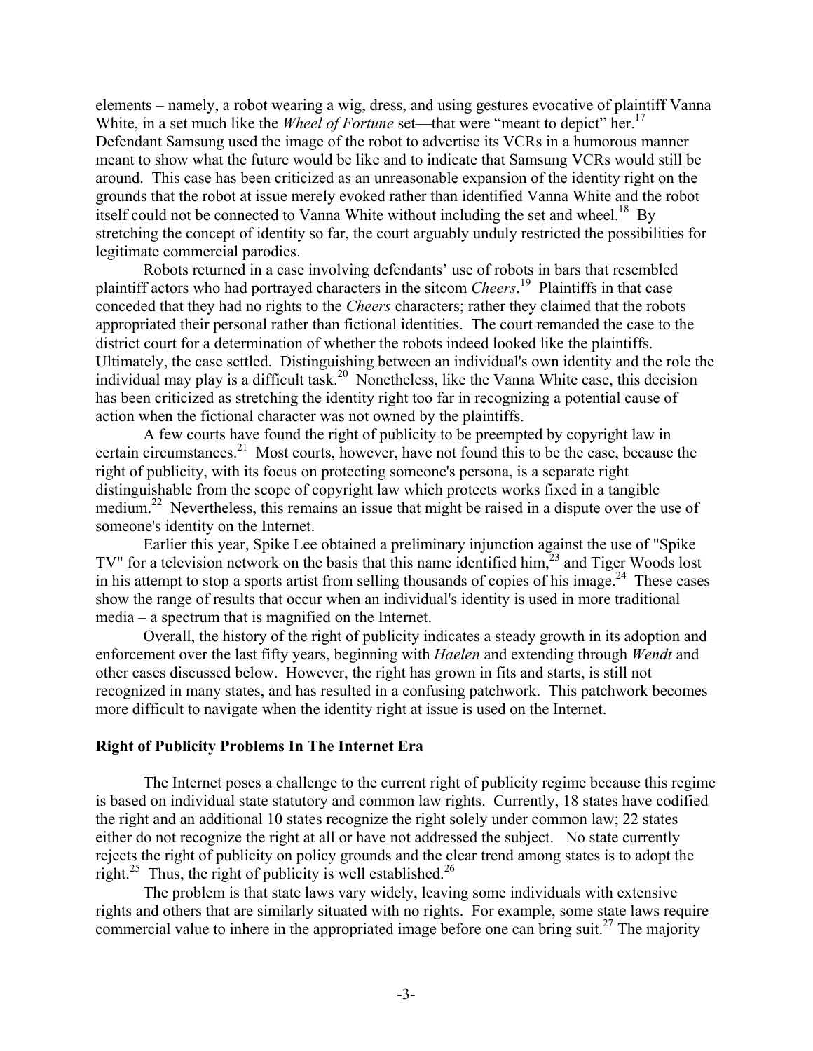elements – namely, a robot wearing a wig, dress, and using gestures evocative of plaintiff Vanna White, in a set much like the *Wheel of Fortune* set—that were "meant to depict" her.[17] Defendant Samsung used the image of the robot to advertise its VCRs in a humorous manner meant to show what the future would be like and to indicate that Samsung VCRs would still be around. This case has been criticized as an unreasonable expansion of the identity right on the grounds that the robot at issue merely evoked rather than identified Vanna White and the robot itself could not be connected to Vanna White without including the set and wheel.[18] By stretching the concept of identity so far, the court arguably unduly restricted the possibilities for legitimate commercial parodies.

Robots returned in a case involving defendants' use of robots in bars that resembled plaintiff actors who had portrayed characters in the sitcom *Cheers*.[19] Plaintiffs in that case conceded that they had no rights to the *Cheers* characters; rather they claimed that the robots appropriated their personal rather than fictional identities. The court remanded the case to the district court for a determination of whether the robots indeed looked like the plaintiffs. Ultimately, the case settled. Distinguishing between an individual's own identity and the role the individual may play is a difficult task.[20] Nonetheless, like the Vanna White case, this decision has been criticized as stretching the identity right too far in recognizing a potential cause of action when the fictional character was not owned by the plaintiffs.

A few courts have found the right of publicity to be preempted by copyright law in certain circumstances.[21] Most courts, however, have not found this to be the case, because the right of publicity, with its focus on protecting someone's persona, is a separate right distinguishable from the scope of copyright law which protects works fixed in a tangible medium.[22] Nevertheless, this remains an issue that might be raised in a dispute over the use of someone's identity on the Internet.

Earlier this year, Spike Lee obtained a preliminary injunction against the use of "Spike TV" for a television network on the basis that this name identified him,[23] and Tiger Woods lost in his attempt to stop a sports artist from selling thousands of copies of his image.[24] These cases show the range of results that occur when an individual's identity is used in more traditional media – a spectrum that is magnified on the Internet.

Overall, the history of the right of publicity indicates a steady growth in its adoption and enforcement over the last fifty years, beginning with *Haelen* and extending through *Wendt* and other cases discussed below. However, the right has grown in fits and starts, is still not recognized in many states, and has resulted in a confusing patchwork. This patchwork becomes more difficult to navigate when the identity right at issue is used on the Internet.

**Right of Publicity Problems In The Internet Era**

The Internet poses a challenge to the current right of publicity regime because this regime is based on individual state statutory and common law rights. Currently, 18 states have codified the right and an additional 10 states recognize the right solely under common law; 22 states either do not recognize the right at all or have not addressed the subject. No state currently rejects the right of publicity on policy grounds and the clear trend among states is to adopt the right.[25] Thus, the right of publicity is well established.[26]

The problem is that state laws vary widely, leaving some individuals with extensive rights and others that are similarly situated with no rights. For example, some state laws require commercial value to inhere in the appropriated image before one can bring suit.[27] The majority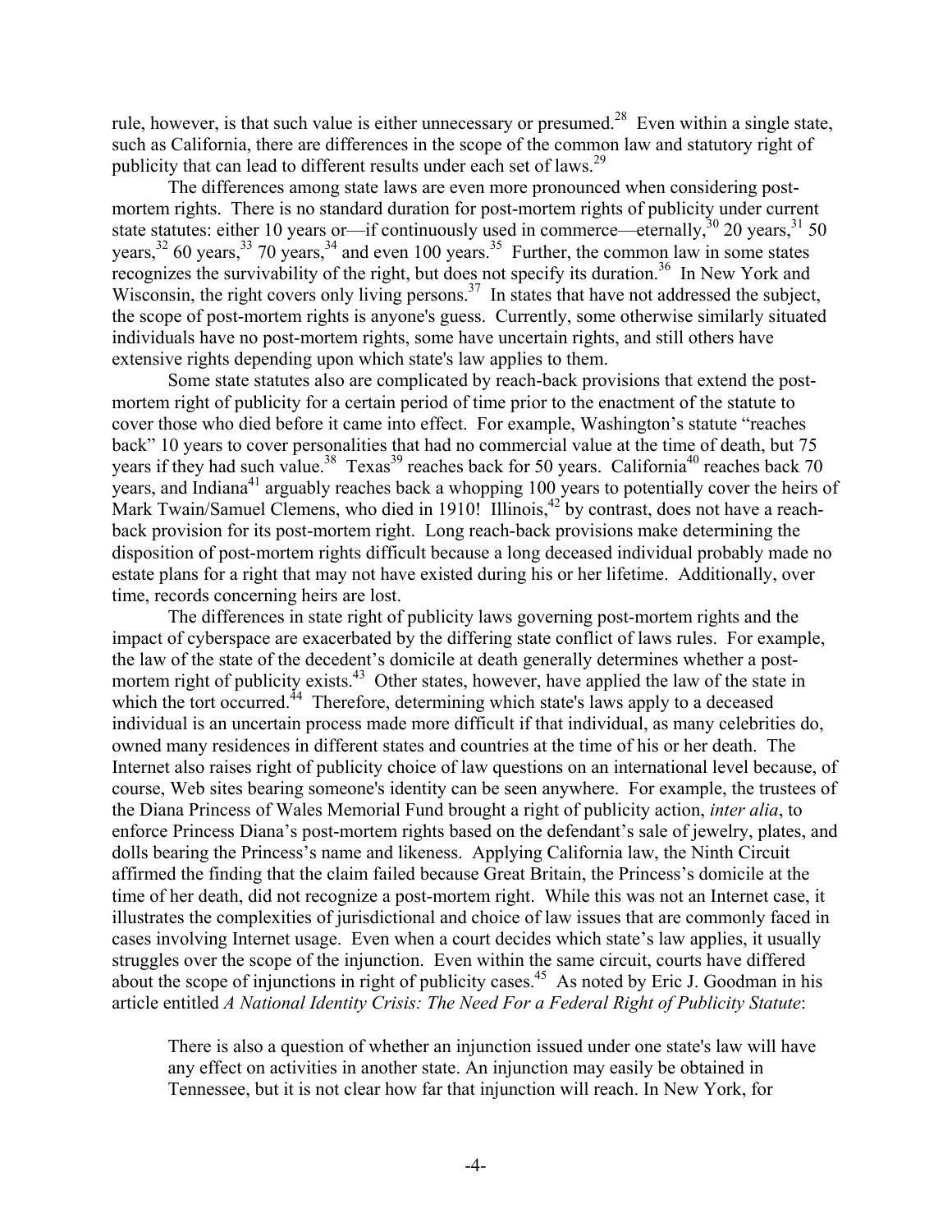rule, however, is that such value is either unnecessary or presumed.[28] Even within a single state, such as California, there are differences in the scope of the common law and statutory right of publicity that can lead to different results under each set of laws.[29]

The differences among state laws are even more pronounced when considering post-mortem rights. There is no standard duration for post-mortem rights of publicity under current state statutes: either 10 years or—if continuously used in commerce—eternally,[30] 20 years,[31] 50 years,[32] 60 years,[33] 70 years,[34] and even 100 years.[35] Further, the common law in some states recognizes the survivability of the right, but does not specify its duration.[36] In New York and Wisconsin, the right covers only living persons.[37] In states that have not addressed the subject, the scope of post-mortem rights is anyone's guess. Currently, some otherwise similarly situated individuals have no post-mortem rights, some have uncertain rights, and still others have extensive rights depending upon which state's law applies to them.

Some state statutes also are complicated by reach-back provisions that extend the post-mortem right of publicity for a certain period of time prior to the enactment of the statute to cover those who died before it came into effect. For example, Washington's statute "reaches back" 10 years to cover personalities that had no commercial value at the time of death, but 75 years if they had such value.[38] Texas[39] reaches back for 50 years. California[40] reaches back 70 years, and Indiana[41] arguably reaches back a whopping 100 years to potentially cover the heirs of Mark Twain/Samuel Clemens, who died in 1910! Illinois,[42] by contrast, does not have a reach-back provision for its post-mortem right. Long reach-back provisions make determining the disposition of post-mortem rights difficult because a long deceased individual probably made no estate plans for a right that may not have existed during his or her lifetime. Additionally, over time, records concerning heirs are lost.

The differences in state right of publicity laws governing post-mortem rights and the impact of cyberspace are exacerbated by the differing state conflict of laws rules. For example, the law of the state of the decedent's domicile at death generally determines whether a post-mortem right of publicity exists.[43] Other states, however, have applied the law of the state in which the tort occurred.[44] Therefore, determining which state's laws apply to a deceased individual is an uncertain process made more difficult if that individual, as many celebrities do, owned many residences in different states and countries at the time of his or her death. The Internet also raises right of publicity choice of law questions on an international level because, of course, Web sites bearing someone's identity can be seen anywhere. For example, the trustees of the Diana Princess of Wales Memorial Fund brought a right of publicity action, *inter alia*, to enforce Princess Diana's post-mortem rights based on the defendant's sale of jewelry, plates, and dolls bearing the Princess's name and likeness. Applying California law, the Ninth Circuit affirmed the finding that the claim failed because Great Britain, the Princess's domicile at the time of her death, did not recognize a post-mortem right. While this was not an Internet case, it illustrates the complexities of jurisdictional and choice of law issues that are commonly faced in cases involving Internet usage. Even when a court decides which state's law applies, it usually struggles over the scope of the injunction. Even within the same circuit, courts have differed about the scope of injunctions in right of publicity cases.[45] As noted by Eric J. Goodman in his article entitled *A National Identity Crisis: The Need For a Federal Right of Publicity Statute*:

> There is also a question of whether an injunction issued under one state's law will have any effect on activities in another state. An injunction may easily be obtained in Tennessee, but it is not clear how far that injunction will reach. In New York, for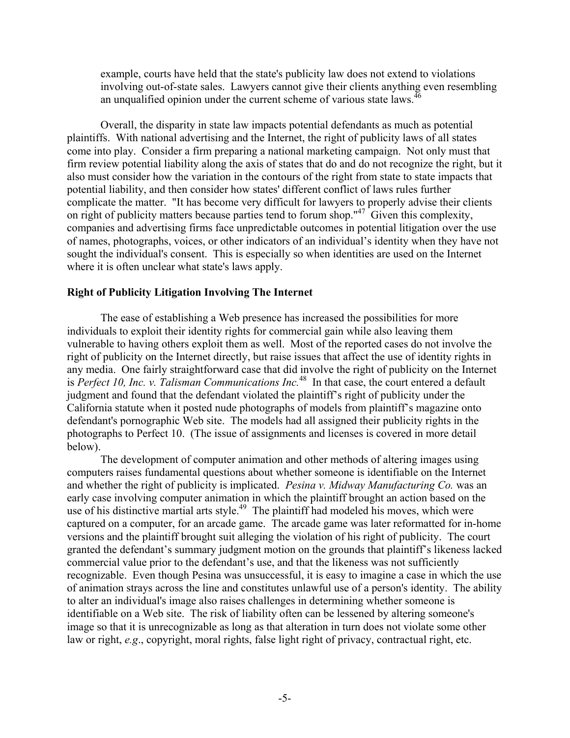example, courts have held that the state's publicity law does not extend to violations involving out-of-state sales. Lawyers cannot give their clients anything even resembling an unqualified opinion under the current scheme of various state laws.[46]

Overall, the disparity in state law impacts potential defendants as much as potential plaintiffs. With national advertising and the Internet, the right of publicity laws of all states come into play. Consider a firm preparing a national marketing campaign. Not only must that firm review potential liability along the axis of states that do and do not recognize the right, but it also must consider how the variation in the contours of the right from state to state impacts that potential liability, and then consider how states' different conflict of laws rules further complicate the matter. "It has become very difficult for lawyers to properly advise their clients on right of publicity matters because parties tend to forum shop."[47] Given this complexity, companies and advertising firms face unpredictable outcomes in potential litigation over the use of names, photographs, voices, or other indicators of an individual's identity when they have not sought the individual's consent. This is especially so when identities are used on the Internet where it is often unclear what state's laws apply.

**Right of Publicity Litigation Involving The Internet**

The ease of establishing a Web presence has increased the possibilities for more individuals to exploit their identity rights for commercial gain while also leaving them vulnerable to having others exploit them as well. Most of the reported cases do not involve the right of publicity on the Internet directly, but raise issues that affect the use of identity rights in any media. One fairly straightforward case that did involve the right of publicity on the Internet is *Perfect 10, Inc. v. Talisman Communications Inc.*[48] In that case, the court entered a default judgment and found that the defendant violated the plaintiff's right of publicity under the California statute when it posted nude photographs of models from plaintiff's magazine onto defendant's pornographic Web site. The models had all assigned their publicity rights in the photographs to Perfect 10. (The issue of assignments and licenses is covered in more detail below).

The development of computer animation and other methods of altering images using computers raises fundamental questions about whether someone is identifiable on the Internet and whether the right of publicity is implicated. *Pesina v. Midway Manufacturing Co.* was an early case involving computer animation in which the plaintiff brought an action based on the use of his distinctive martial arts style.[49] The plaintiff had modeled his moves, which were captured on a computer, for an arcade game. The arcade game was later reformatted for in-home versions and the plaintiff brought suit alleging the violation of his right of publicity. The court granted the defendant's summary judgment motion on the grounds that plaintiff's likeness lacked commercial value prior to the defendant's use, and that the likeness was not sufficiently recognizable. Even though Pesina was unsuccessful, it is easy to imagine a case in which the use of animation strays across the line and constitutes unlawful use of a person's identity. The ability to alter an individual's image also raises challenges in determining whether someone is identifiable on a Web site. The risk of liability often can be lessened by altering someone's image so that it is unrecognizable as long as that alteration in turn does not violate some other law or right, *e.g.*, copyright, moral rights, false light right of privacy, contractual right, etc.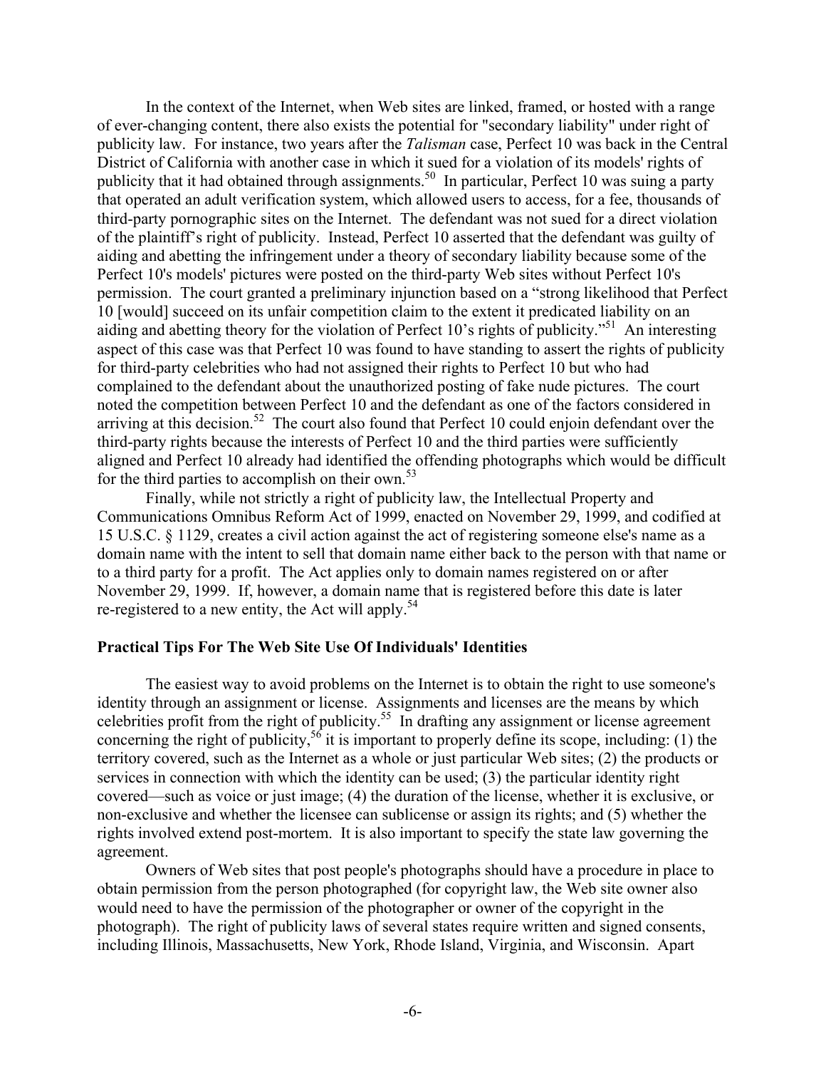In the context of the Internet, when Web sites are linked, framed, or hosted with a range of ever-changing content, there also exists the potential for "secondary liability" under right of publicity law. For instance, two years after the *Talisman* case, Perfect 10 was back in the Central District of California with another case in which it sued for a violation of its models' rights of publicity that it had obtained through assignments.[50] In particular, Perfect 10 was suing a party that operated an adult verification system, which allowed users to access, for a fee, thousands of third-party pornographic sites on the Internet. The defendant was not sued for a direct violation of the plaintiff's right of publicity. Instead, Perfect 10 asserted that the defendant was guilty of aiding and abetting the infringement under a theory of secondary liability because some of the Perfect 10's models' pictures were posted on the third-party Web sites without Perfect 10's permission. The court granted a preliminary injunction based on a "strong likelihood that Perfect 10 [would] succeed on its unfair competition claim to the extent it predicated liability on an aiding and abetting theory for the violation of Perfect 10's rights of publicity."[51] An interesting aspect of this case was that Perfect 10 was found to have standing to assert the rights of publicity for third-party celebrities who had not assigned their rights to Perfect 10 but who had complained to the defendant about the unauthorized posting of fake nude pictures. The court noted the competition between Perfect 10 and the defendant as one of the factors considered in arriving at this decision.[52] The court also found that Perfect 10 could enjoin defendant over the third-party rights because the interests of Perfect 10 and the third parties were sufficiently aligned and Perfect 10 already had identified the offending photographs which would be difficult for the third parties to accomplish on their own.[53]

Finally, while not strictly a right of publicity law, the Intellectual Property and Communications Omnibus Reform Act of 1999, enacted on November 29, 1999, and codified at 15 U.S.C. § 1129, creates a civil action against the act of registering someone else's name as a domain name with the intent to sell that domain name either back to the person with that name or to a third party for a profit. The Act applies only to domain names registered on or after November 29, 1999. If, however, a domain name that is registered before this date is later re-registered to a new entity, the Act will apply.[54]

### Practical Tips For The Web Site Use Of Individuals' Identities

The easiest way to avoid problems on the Internet is to obtain the right to use someone's identity through an assignment or license. Assignments and licenses are the means by which celebrities profit from the right of publicity.[55] In drafting any assignment or license agreement concerning the right of publicity,[56] it is important to properly define its scope, including: (1) the territory covered, such as the Internet as a whole or just particular Web sites; (2) the products or services in connection with which the identity can be used; (3) the particular identity right covered—such as voice or just image; (4) the duration of the license, whether it is exclusive, or non-exclusive and whether the licensee can sublicense or assign its rights; and (5) whether the rights involved extend post-mortem. It is also important to specify the state law governing the agreement.

Owners of Web sites that post people's photographs should have a procedure in place to obtain permission from the person photographed (for copyright law, the Web site owner also would need to have the permission of the photographer or owner of the copyright in the photograph). The right of publicity laws of several states require written and signed consents, including Illinois, Massachusetts, New York, Rhode Island, Virginia, and Wisconsin. Apart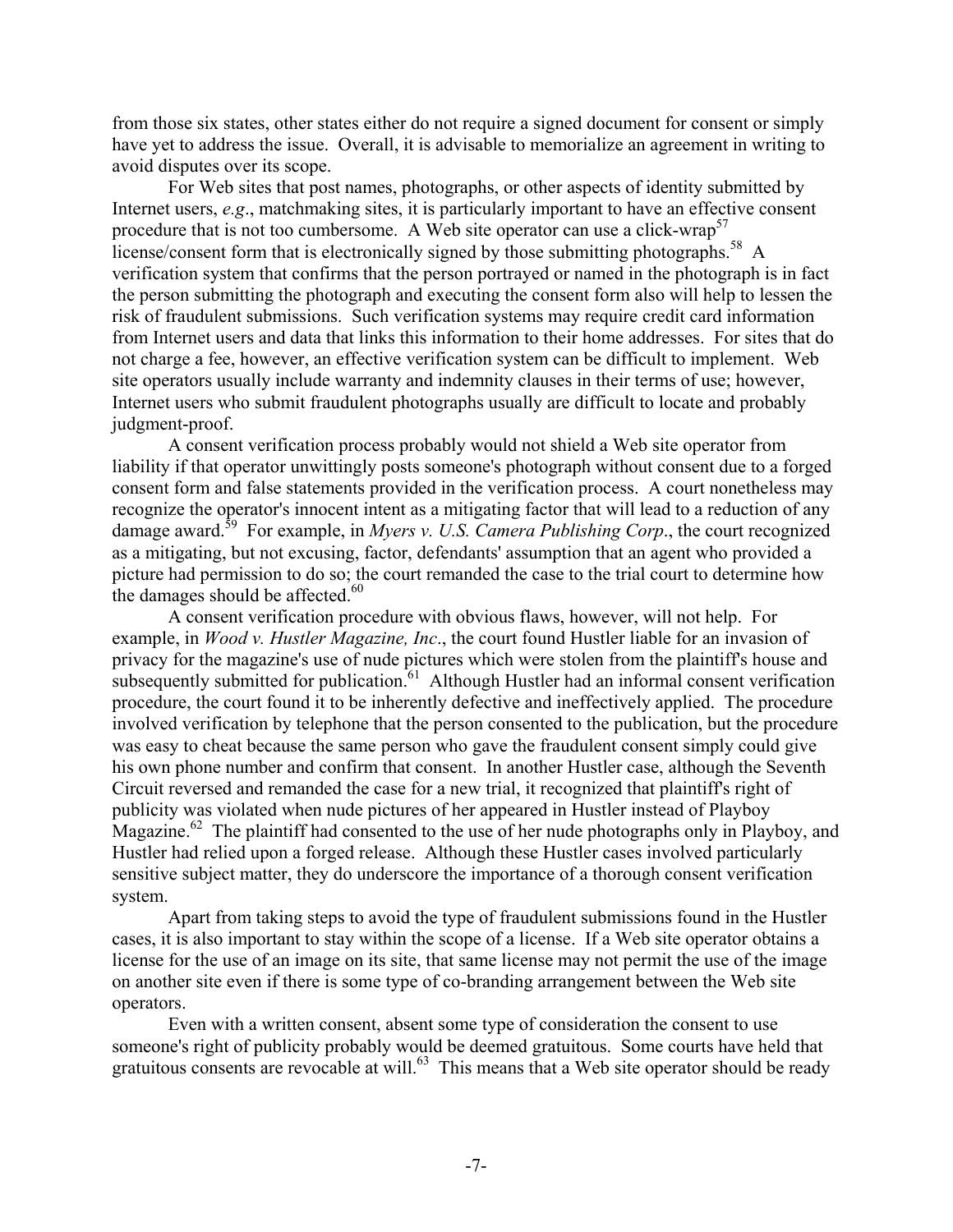from those six states, other states either do not require a signed document for consent or simply have yet to address the issue. Overall, it is advisable to memorialize an agreement in writing to avoid disputes over its scope.

For Web sites that post names, photographs, or other aspects of identity submitted by Internet users, *e.g*., matchmaking sites, it is particularly important to have an effective consent procedure that is not too cumbersome. A Web site operator can use a click-wrap[57] license/consent form that is electronically signed by those submitting photographs.[58] A verification system that confirms that the person portrayed or named in the photograph is in fact the person submitting the photograph and executing the consent form also will help to lessen the risk of fraudulent submissions. Such verification systems may require credit card information from Internet users and data that links this information to their home addresses. For sites that do not charge a fee, however, an effective verification system can be difficult to implement. Web site operators usually include warranty and indemnity clauses in their terms of use; however, Internet users who submit fraudulent photographs usually are difficult to locate and probably judgment-proof.

A consent verification process probably would not shield a Web site operator from liability if that operator unwittingly posts someone's photograph without consent due to a forged consent form and false statements provided in the verification process. A court nonetheless may recognize the operator's innocent intent as a mitigating factor that will lead to a reduction of any damage award.[59] For example, in *Myers v. U.S. Camera Publishing Corp*., the court recognized as a mitigating, but not excusing, factor, defendants' assumption that an agent who provided a picture had permission to do so; the court remanded the case to the trial court to determine how the damages should be affected.[60]

A consent verification procedure with obvious flaws, however, will not help. For example, in *Wood v. Hustler Magazine, Inc*., the court found Hustler liable for an invasion of privacy for the magazine's use of nude pictures which were stolen from the plaintiff's house and subsequently submitted for publication.[61] Although Hustler had an informal consent verification procedure, the court found it to be inherently defective and ineffectively applied. The procedure involved verification by telephone that the person consented to the publication, but the procedure was easy to cheat because the same person who gave the fraudulent consent simply could give his own phone number and confirm that consent. In another Hustler case, although the Seventh Circuit reversed and remanded the case for a new trial, it recognized that plaintiff's right of publicity was violated when nude pictures of her appeared in Hustler instead of Playboy Magazine.[62] The plaintiff had consented to the use of her nude photographs only in Playboy, and Hustler had relied upon a forged release. Although these Hustler cases involved particularly sensitive subject matter, they do underscore the importance of a thorough consent verification system.

Apart from taking steps to avoid the type of fraudulent submissions found in the Hustler cases, it is also important to stay within the scope of a license. If a Web site operator obtains a license for the use of an image on its site, that same license may not permit the use of the image on another site even if there is some type of co-branding arrangement between the Web site operators.

Even with a written consent, absent some type of consideration the consent to use someone's right of publicity probably would be deemed gratuitous. Some courts have held that gratuitous consents are revocable at will.[63] This means that a Web site operator should be ready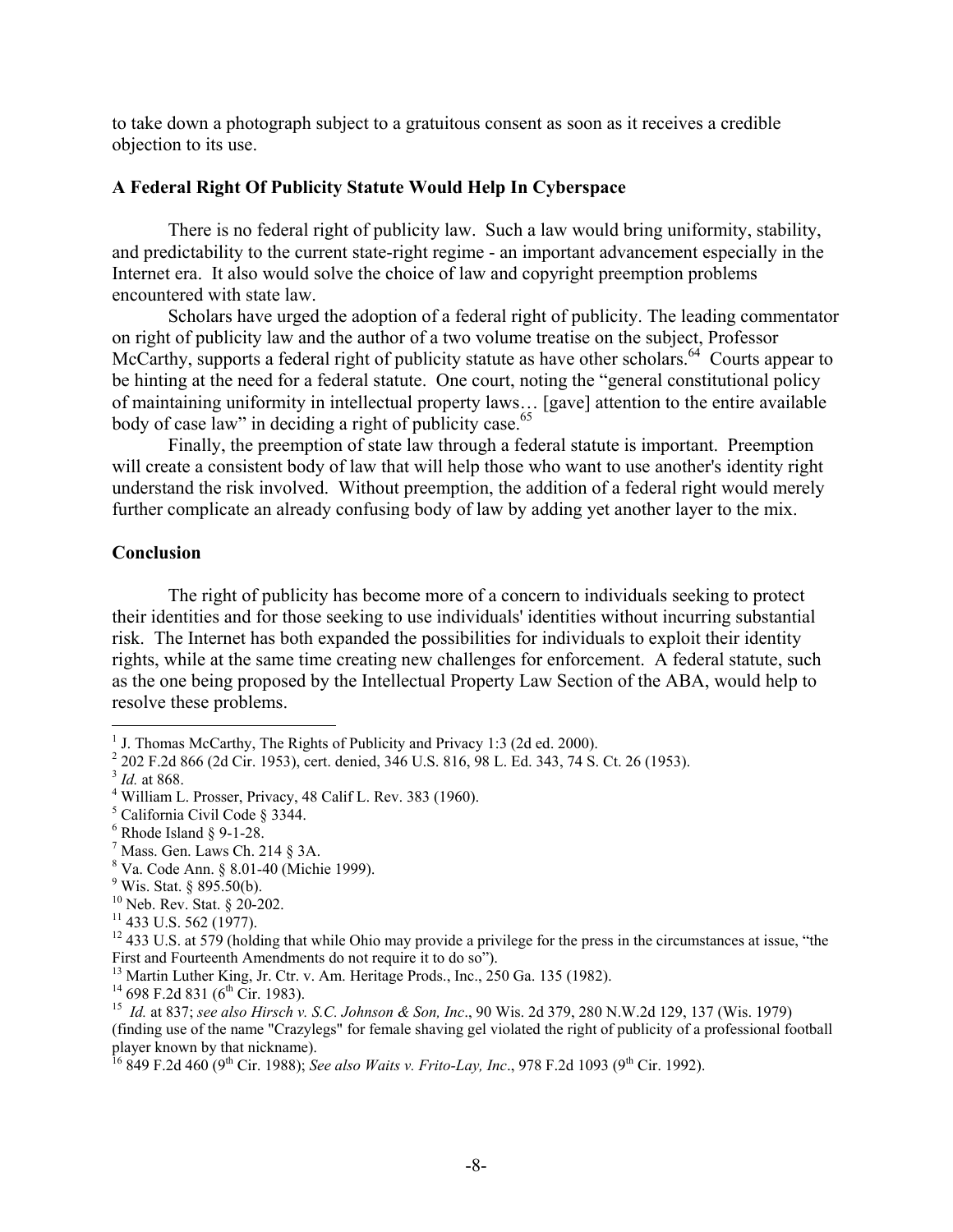to take down a photograph subject to a gratuitous consent as soon as it receives a credible objection to its use.

**A Federal Right Of Publicity Statute Would Help In Cyberspace**

There is no federal right of publicity law. Such a law would bring uniformity, stability, and predictability to the current state-right regime - an important advancement especially in the Internet era. It also would solve the choice of law and copyright preemption problems encountered with state law.

Scholars have urged the adoption of a federal right of publicity. The leading commentator on right of publicity law and the author of a two volume treatise on the subject, Professor McCarthy, supports a federal right of publicity statute as have other scholars.[64] Courts appear to be hinting at the need for a federal statute. One court, noting the "general constitutional policy of maintaining uniformity in intellectual property laws… [gave] attention to the entire available body of case law" in deciding a right of publicity case.[65]

Finally, the preemption of state law through a federal statute is important. Preemption will create a consistent body of law that will help those who want to use another's identity right understand the risk involved. Without preemption, the addition of a federal right would merely further complicate an already confusing body of law by adding yet another layer to the mix.

**Conclusion**

The right of publicity has become more of a concern to individuals seeking to protect their identities and for those seeking to use individuals' identities without incurring substantial risk. The Internet has both expanded the possibilities for individuals to exploit their identity rights, while at the same time creating new challenges for enforcement. A federal statute, such as the one being proposed by the Intellectual Property Law Section of the ABA, would help to resolve these problems.

---

[1] J. Thomas McCarthy, The Rights of Publicity and Privacy 1:3 (2d ed. 2000).

[2] 202 F.2d 866 (2d Cir. 1953), cert. denied, 346 U.S. 816, 98 L. Ed. 343, 74 S. Ct. 26 (1953).

[3] *Id.* at 868.

[4] William L. Prosser, Privacy, 48 Calif L. Rev. 383 (1960).

[5] California Civil Code § 3344.

[6] Rhode Island § 9-1-28.

[7] Mass. Gen. Laws Ch. 214 § 3A.

[8] Va. Code Ann. § 8.01-40 (Michie 1999).

[9] Wis. Stat. § 895.50(b).

[10] Neb. Rev. Stat. § 20-202.

[11] 433 U.S. 562 (1977).

[12] 433 U.S. at 579 (holding that while Ohio may provide a privilege for the press in the circumstances at issue, "the First and Fourteenth Amendments do not require it to do so").

[13] Martin Luther King, Jr. Ctr. v. Am. Heritage Prods., Inc., 250 Ga. 135 (1982).

[14] 698 F.2d 831 (6th Cir. 1983).

[15] *Id.* at 837; *see also Hirsch v. S.C. Johnson & Son, Inc*., 90 Wis. 2d 379, 280 N.W.2d 129, 137 (Wis. 1979) (finding use of the name "Crazylegs" for female shaving gel violated the right of publicity of a professional football player known by that nickname).

[16] 849 F.2d 460 (9th Cir. 1988); *See also Waits v. Frito-Lay, Inc*., 978 F.2d 1093 (9th Cir. 1992).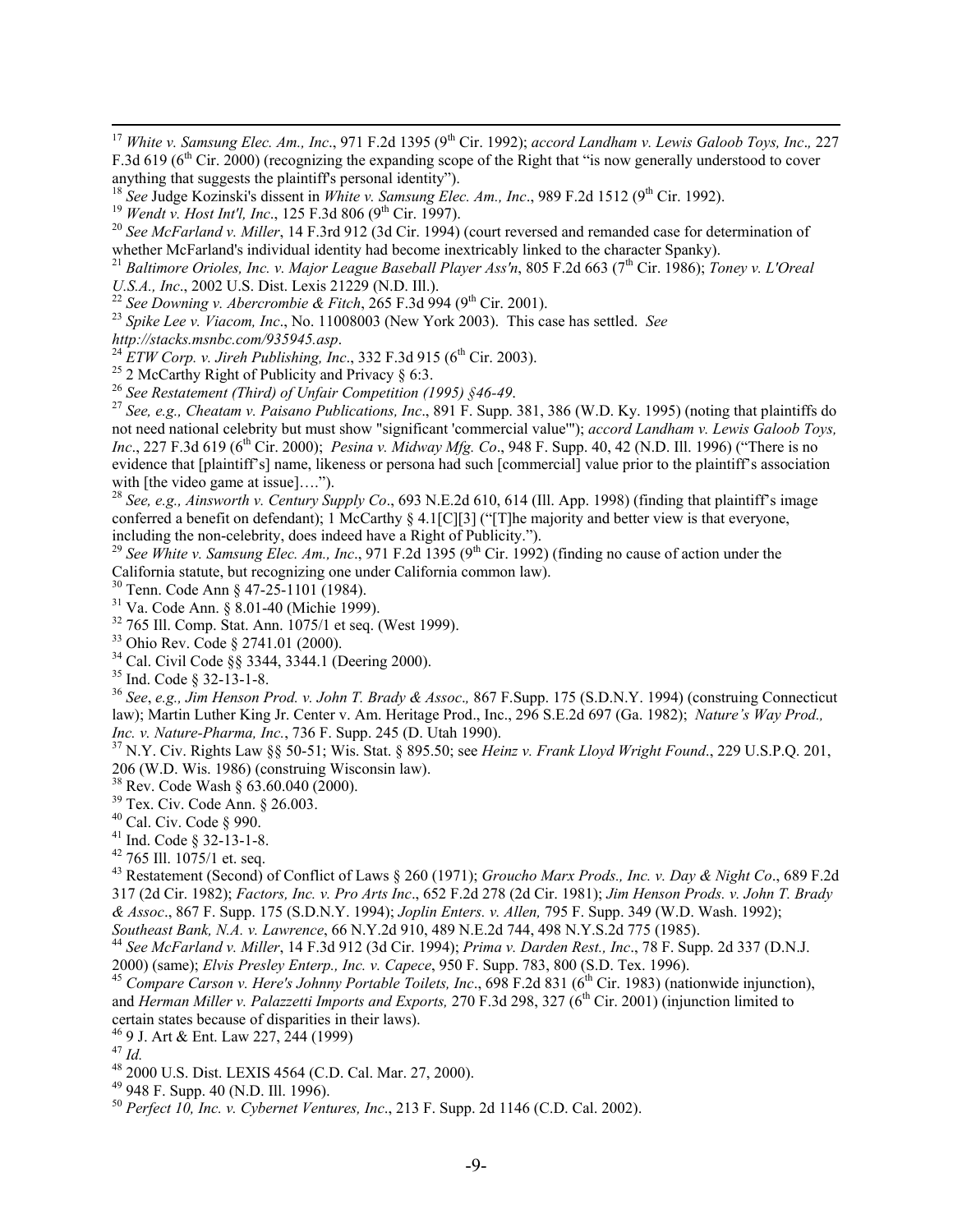[17] *White v. Samsung Elec. Am., Inc*., 971 F.2d 1395 (9th Cir. 1992); *accord Landham v. Lewis Galoob Toys, Inc*.*,* 227 F.3d 619 (6th Cir. 2000) (recognizing the expanding scope of the Right that "is now generally understood to cover anything that suggests the plaintiff's personal identity").

[18] *See* Judge Kozinski's dissent in *White v. Samsung Elec. Am., Inc*., 989 F.2d 1512 (9th Cir. 1992).

[19] *Wendt v. Host Int'l, Inc*., 125 F.3d 806 (9th Cir. 1997).

[20] *See McFarland v. Miller*, 14 F.3rd 912 (3d Cir. 1994) (court reversed and remanded case for determination of whether McFarland's individual identity had become inextricably linked to the character Spanky).

[21] *Baltimore Orioles, Inc. v. Major League Baseball Player Ass'n*, 805 F.2d 663 (7th Cir. 1986); *Toney v. L'Oreal U.S.A., Inc*., 2002 U.S. Dist. Lexis 21229 (N.D. Ill.).

[22] *See Downing v. Abercrombie & Fitch*, 265 F.3d 994 (9th Cir. 2001).

[23] *Spike Lee v. Viacom, Inc*., No. 11008003 (New York 2003). This case has settled. *See http://stacks.msnbc.com/935945.asp*.

[24] *ETW Corp. v. Jireh Publishing, Inc*., 332 F.3d 915 (6th Cir. 2003).

[25] 2 McCarthy Right of Publicity and Privacy § 6:3.

[26] *See Restatement (Third) of Unfair Competition (1995) §46-49*.

[27] *See, e.g., Cheatam v. Paisano Publications, Inc*., 891 F. Supp. 381, 386 (W.D. Ky. 1995) (noting that plaintiffs do not need national celebrity but must show "significant 'commercial value'"); *accord Landham v. Lewis Galoob Toys, Inc*., 227 F.3d 619 (6th Cir. 2000); *Pesina v. Midway Mfg. Co*., 948 F. Supp. 40, 42 (N.D. Ill. 1996) ("There is no evidence that [plaintiff's] name, likeness or persona had such [commercial] value prior to the plaintiff's association with [the video game at issue]….").

[28] *See, e.g., Ainsworth v. Century Supply Co*., 693 N.E.2d 610, 614 (Ill. App. 1998) (finding that plaintiff's image conferred a benefit on defendant); 1 McCarthy § 4.1[C][3] ("[T]he majority and better view is that everyone, including the non-celebrity, does indeed have a Right of Publicity.").

[29] *See White v. Samsung Elec. Am., Inc*., 971 F.2d 1395 (9th Cir. 1992) (finding no cause of action under the California statute, but recognizing one under California common law).

[30] Tenn. Code Ann § 47-25-1101 (1984).

[31] Va. Code Ann. § 8.01-40 (Michie 1999).

[32] 765 Ill. Comp. Stat. Ann. 1075/1 et seq. (West 1999).

[33] Ohio Rev. Code § 2741.01 (2000).

[34] Cal. Civil Code §§ 3344, 3344.1 (Deering 2000).

[35] Ind. Code § 32-13-1-8.

[36] *See*, *e.g., Jim Henson Prod. v. John T. Brady & Assoc*.*,* 867 F.Supp. 175 (S.D.N.Y. 1994) (construing Connecticut law); Martin Luther King Jr. Center v. Am. Heritage Prod., Inc., 296 S.E.2d 697 (Ga. 1982); *Nature's Way Prod., Inc. v. Nature-Pharma, Inc.*, 736 F. Supp. 245 (D. Utah 1990).

[37] N.Y. Civ. Rights Law §§ 50-51; Wis. Stat. § 895.50; see *Heinz v. Frank Lloyd Wright Found*., 229 U.S.P.Q. 201, 206 (W.D. Wis. 1986) (construing Wisconsin law).

[38] Rev. Code Wash § 63.60.040 (2000).

[39] Tex. Civ. Code Ann. § 26.003.

[40] Cal. Civ. Code § 990.

[41] Ind. Code § 32-13-1-8.

[42] 765 Ill. 1075/1 et. seq.

[43] Restatement (Second) of Conflict of Laws § 260 (1971); *Groucho Marx Prods., Inc. v. Day & Night Co*., 689 F.2d 317 (2d Cir. 1982); *Factors, Inc. v. Pro Arts Inc*., 652 F.2d 278 (2d Cir. 1981); *Jim Henson Prods. v. John T. Brady & Assoc*., 867 F. Supp. 175 (S.D.N.Y. 1994); *Joplin Enters. v. Allen,* 795 F. Supp. 349 (W.D. Wash. 1992); *Southeast Bank, N.A. v. Lawrence*, 66 N.Y.2d 910, 489 N.E.2d 744, 498 N.Y.S.2d 775 (1985).

[44] *See McFarland v. Miller*, 14 F.3d 912 (3d Cir. 1994); *Prima v. Darden Rest., Inc*., 78 F. Supp. 2d 337 (D.N.J. 2000) (same); *Elvis Presley Enterp., Inc. v. Capece*, 950 F. Supp. 783, 800 (S.D. Tex. 1996).

[45] *Compare Carson v. Here's Johnny Portable Toilets, Inc*., 698 F.2d 831 (6th Cir. 1983) (nationwide injunction), and *Herman Miller v. Palazzetti Imports and Exports,* 270 F.3d 298, 327 (6th Cir. 2001) (injunction limited to certain states because of disparities in their laws).

[46] 9 J. Art & Ent. Law 227, 244 (1999)

[47] *Id.*

[48] 2000 U.S. Dist. LEXIS 4564 (C.D. Cal. Mar. 27, 2000).

[49] 948 F. Supp. 40 (N.D. Ill. 1996).

[50] *Perfect 10, Inc. v. Cybernet Ventures, Inc*., 213 F. Supp. 2d 1146 (C.D. Cal. 2002).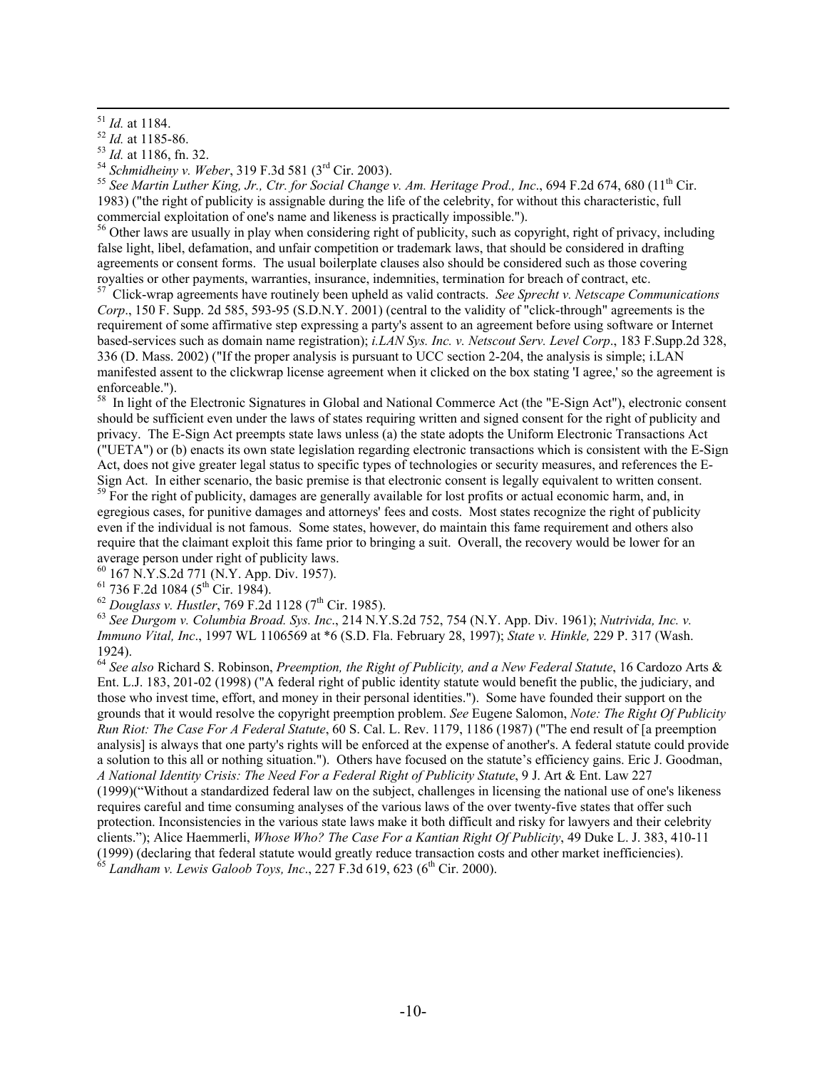[51] *Id.* at 1184.

[52] *Id.* at 1185-86.

[53] *Id.* at 1186, fn. 32.

[54] *Schmidheiny v. Weber*, 319 F.3d 581 (3rd Cir. 2003).

[55] *See Martin Luther King, Jr., Ctr. for Social Change v. Am. Heritage Prod., Inc*., 694 F.2d 674, 680 (11th Cir. 1983) ("the right of publicity is assignable during the life of the celebrity, for without this characteristic, full commercial exploitation of one's name and likeness is practically impossible.").

[56] Other laws are usually in play when considering right of publicity, such as copyright, right of privacy, including false light, libel, defamation, and unfair competition or trademark laws, that should be considered in drafting agreements or consent forms. The usual boilerplate clauses also should be considered such as those covering royalties or other payments, warranties, insurance, indemnities, termination for breach of contract, etc.

[57] Click-wrap agreements have routinely been upheld as valid contracts. *See Sprecht v. Netscape Communications Corp*., 150 F. Supp. 2d 585, 593-95 (S.D.N.Y. 2001) (central to the validity of "click-through" agreements is the requirement of some affirmative step expressing a party's assent to an agreement before using software or Internet based-services such as domain name registration); *i.LAN Sys. Inc. v. Netscout Serv. Level Corp*., 183 F.Supp.2d 328, 336 (D. Mass. 2002) ("If the proper analysis is pursuant to UCC section 2-204, the analysis is simple; i.LAN manifested assent to the clickwrap license agreement when it clicked on the box stating 'I agree,' so the agreement is enforceable.").

[58] In light of the Electronic Signatures in Global and National Commerce Act (the "E-Sign Act"), electronic consent should be sufficient even under the laws of states requiring written and signed consent for the right of publicity and privacy. The E-Sign Act preempts state laws unless (a) the state adopts the Uniform Electronic Transactions Act ("UETA") or (b) enacts its own state legislation regarding electronic transactions which is consistent with the E-Sign Act, does not give greater legal status to specific types of technologies or security measures, and references the E-Sign Act. In either scenario, the basic premise is that electronic consent is legally equivalent to written consent.

[59] For the right of publicity, damages are generally available for lost profits or actual economic harm, and, in egregious cases, for punitive damages and attorneys' fees and costs. Most states recognize the right of publicity even if the individual is not famous. Some states, however, do maintain this fame requirement and others also require that the claimant exploit this fame prior to bringing a suit. Overall, the recovery would be lower for an average person under right of publicity laws.

[60] 167 N.Y.S.2d 771 (N.Y. App. Div. 1957).

[61] 736 F.2d 1084 (5th Cir. 1984).

[62] *Douglass v. Hustler*, 769 F.2d 1128 (7th Cir. 1985).

[63] *See Durgom v. Columbia Broad. Sys. Inc*., 214 N.Y.S.2d 752, 754 (N.Y. App. Div. 1961); *Nutrivida, Inc. v. Immuno Vital, Inc*., 1997 WL 1106569 at *6 (S.D. Fla. February 28, 1997); *State v. Hinkle,* 229 P. 317 (Wash. 1924).

[64] *See also* Richard S. Robinson, *Preemption, the Right of Publicity, and a New Federal Statute*, 16 Cardozo Arts & Ent. L.J. 183, 201-02 (1998) ("A federal right of public identity statute would benefit the public, the judiciary, and those who invest time, effort, and money in their personal identities."). Some have founded their support on the grounds that it would resolve the copyright preemption problem. *See* Eugene Salomon, *Note: The Right Of Publicity Run Riot: The Case For A Federal Statute*, 60 S. Cal. L. Rev. 1179, 1186 (1987) ("The end result of [a preemption analysis] is always that one party's rights will be enforced at the expense of another's. A federal statute could provide a solution to this all or nothing situation."). Others have focused on the statute's efficiency gains. Eric J. Goodman, *A National Identity Crisis: The Need For a Federal Right of Publicity Statute*, 9 J. Art & Ent. Law 227 (1999)("Without a standardized federal law on the subject, challenges in licensing the national use of one's likeness requires careful and time consuming analyses of the various laws of the over twenty-five states that offer such protection. Inconsistencies in the various state laws make it both difficult and risky for lawyers and their celebrity clients."); Alice Haemmerli, *Whose Who? The Case For a Kantian Right Of Publicity*, 49 Duke L. J. 383, 410-11 (1999) (declaring that federal statute would greatly reduce transaction costs and other market inefficiencies).

[65] *Landham v. Lewis Galoob Toys, Inc*., 227 F.3d 619, 623 (6th Cir. 2000).